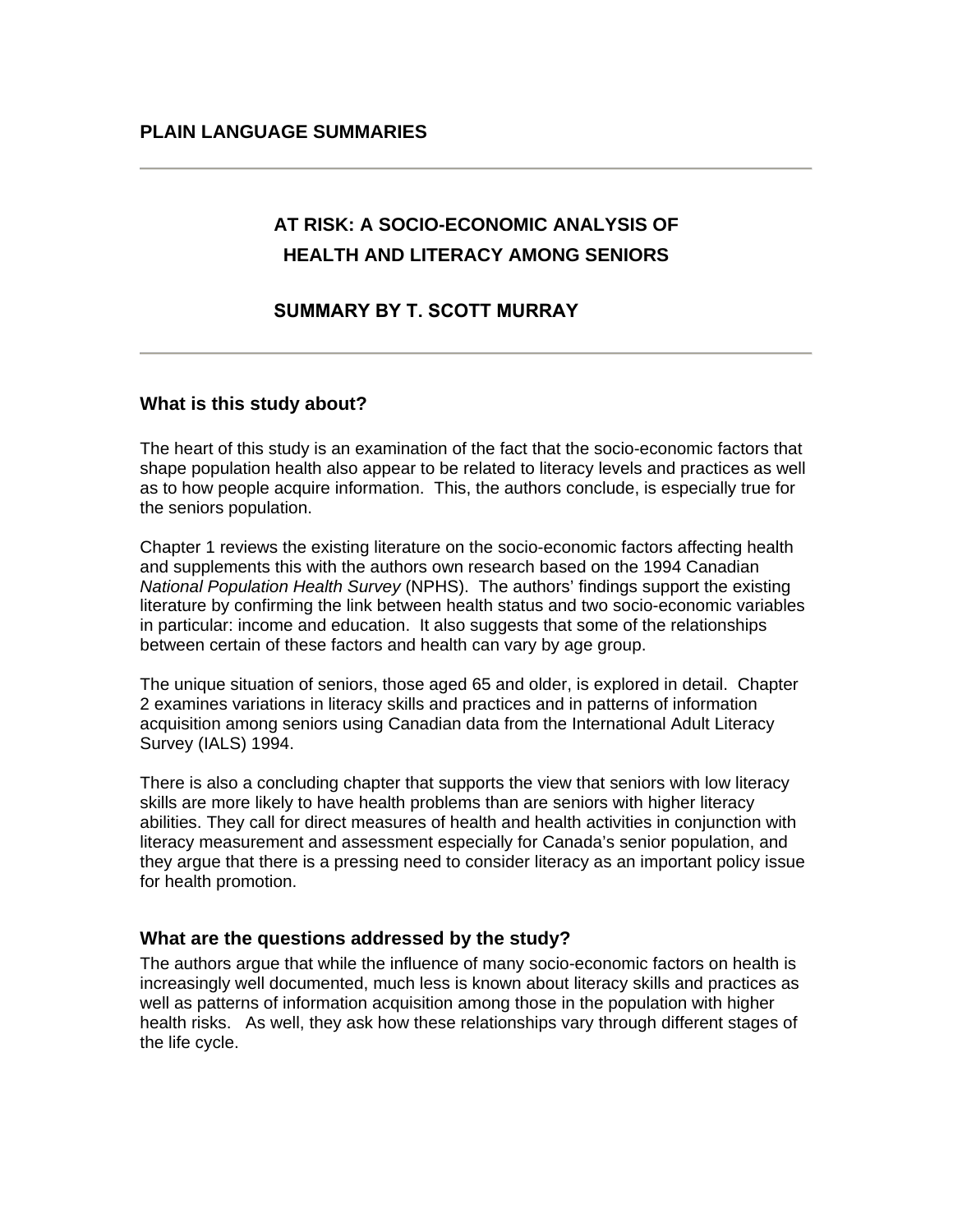## PLAIN LANGUAGE SUMMARIES

---

# AT RISK: A SOCIO-ECONOMIC ANALYSIS OF HEALTH AND LITERACY AMONG SENIORS

### SUMMARY BY T. SCOTT MURRAY

---

### What is this study about?

The heart of this study is an examination of the fact that the socio-economic factors that shape population health also appear to be related to literacy levels and practices as well as to how people acquire information. This, the authors conclude, is especially true for the seniors population.

Chapter 1 reviews the existing literature on the socio-economic factors affecting health and supplements this with the authors own research based on the 1994 Canadian *National Population Health Survey* (NPHS). The authors' findings support the existing literature by confirming the link between health status and two socio-economic variables in particular: income and education. It also suggests that some of the relationships between certain of these factors and health can vary by age group.

The unique situation of seniors, those aged 65 and older, is explored in detail. Chapter 2 examines variations in literacy skills and practices and in patterns of information acquisition among seniors using Canadian data from the International Adult Literacy Survey (IALS) 1994.

There is also a concluding chapter that supports the view that seniors with low literacy skills are more likely to have health problems than are seniors with higher literacy abilities. They call for direct measures of health and health activities in conjunction with literacy measurement and assessment especially for Canada's senior population, and they argue that there is a pressing need to consider literacy as an important policy issue for health promotion.

### What are the questions addressed by the study?

The authors argue that while the influence of many socio-economic factors on health is increasingly well documented, much less is known about literacy skills and practices as well as patterns of information acquisition among those in the population with higher health risks. As well, they ask how these relationships vary through different stages of the life cycle.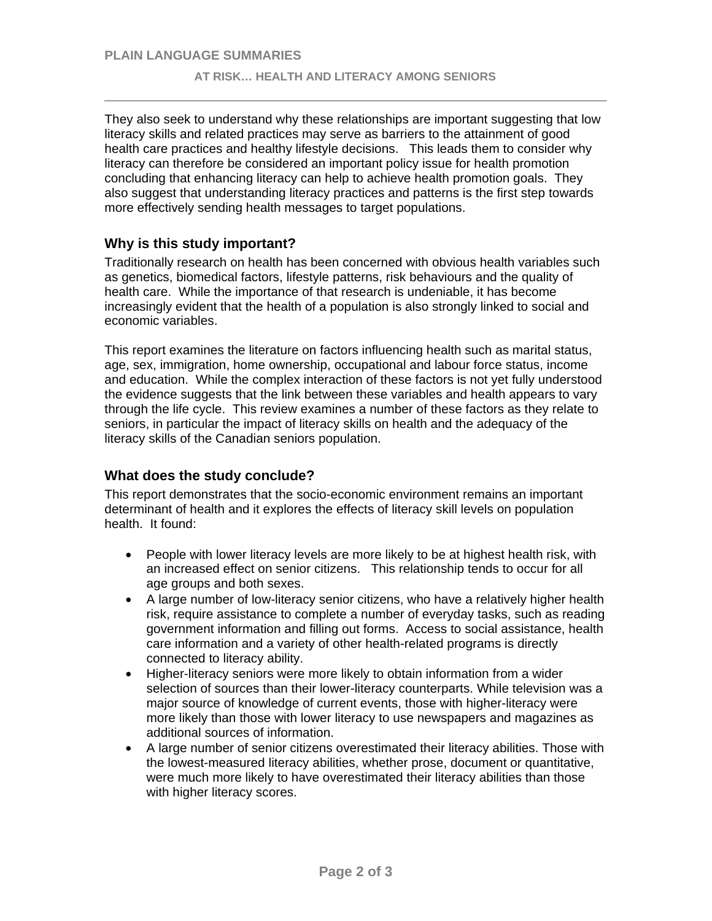They also seek to understand why these relationships are important suggesting that low literacy skills and related practices may serve as barriers to the attainment of good health care practices and healthy lifestyle decisions. This leads them to consider why literacy can therefore be considered an important policy issue for health promotion concluding that enhancing literacy can help to achieve health promotion goals. They also suggest that understanding literacy practices and patterns is the first step towards more effectively sending health messages to target populations.

## Why is this study important?

Traditionally research on health has been concerned with obvious health variables such as genetics, biomedical factors, lifestyle patterns, risk behaviours and the quality of health care. While the importance of that research is undeniable, it has become increasingly evident that the health of a population is also strongly linked to social and economic variables.

This report examines the literature on factors influencing health such as marital status, age, sex, immigration, home ownership, occupational and labour force status, income and education. While the complex interaction of these factors is not yet fully understood the evidence suggests that the link between these variables and health appears to vary through the life cycle. This review examines a number of these factors as they relate to seniors, in particular the impact of literacy skills on health and the adequacy of the literacy skills of the Canadian seniors population.

## What does the study conclude?

This report demonstrates that the socio-economic environment remains an important determinant of health and it explores the effects of literacy skill levels on population health. It found:

- People with lower literacy levels are more likely to be at highest health risk, with an increased effect on senior citizens. This relationship tends to occur for all age groups and both sexes.
- A large number of low-literacy senior citizens, who have a relatively higher health risk, require assistance to complete a number of everyday tasks, such as reading government information and filling out forms. Access to social assistance, health care information and a variety of other health-related programs is directly connected to literacy ability.
- Higher-literacy seniors were more likely to obtain information from a wider selection of sources than their lower-literacy counterparts. While television was a major source of knowledge of current events, those with higher-literacy were more likely than those with lower literacy to use newspapers and magazines as additional sources of information.
- A large number of senior citizens overestimated their literacy abilities. Those with the lowest-measured literacy abilities, whether prose, document or quantitative, were much more likely to have overestimated their literacy abilities than those with higher literacy scores.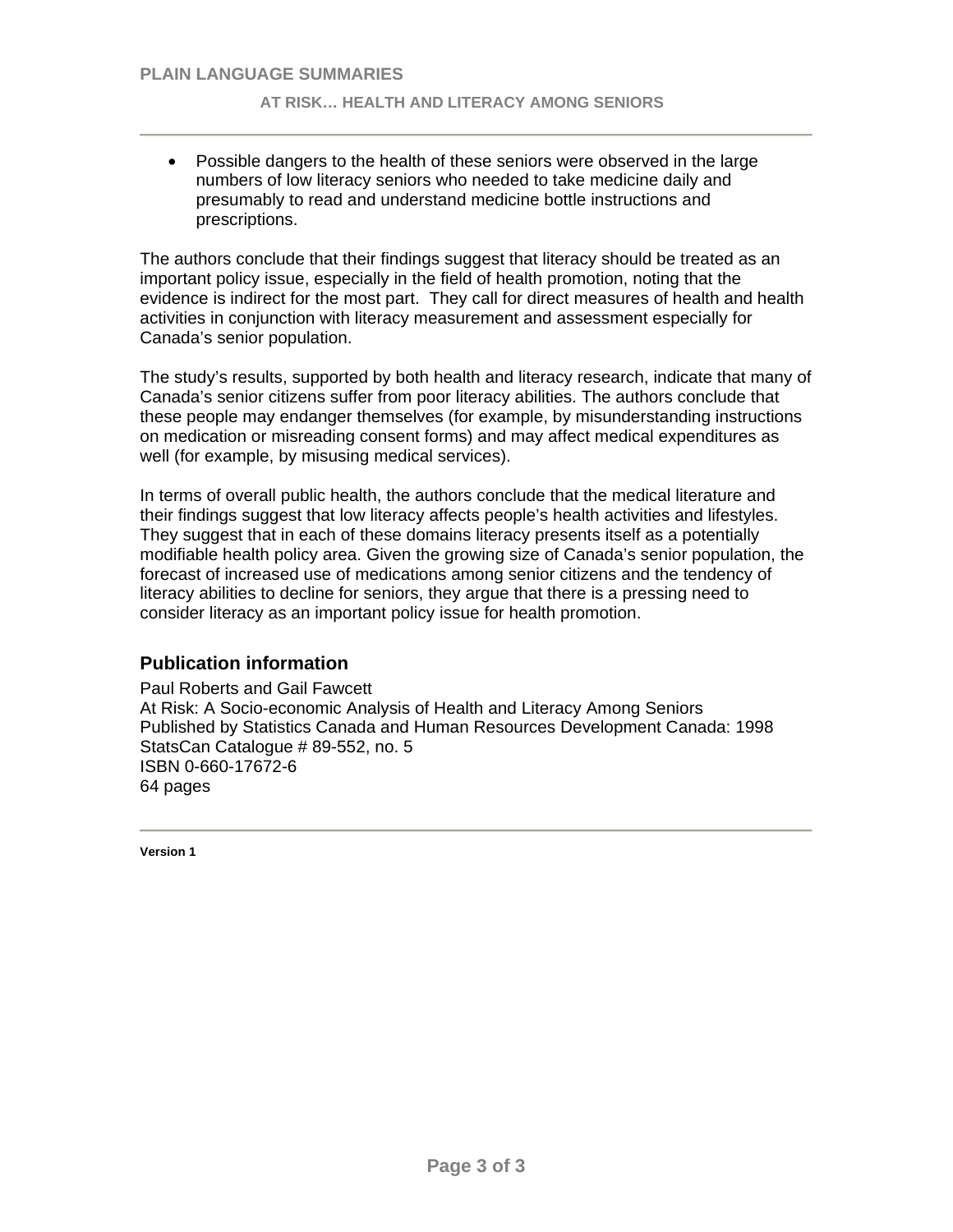- Possible dangers to the health of these seniors were observed in the large numbers of low literacy seniors who needed to take medicine daily and presumably to read and understand medicine bottle instructions and prescriptions.

The authors conclude that their findings suggest that literacy should be treated as an important policy issue, especially in the field of health promotion, noting that the evidence is indirect for the most part. They call for direct measures of health and health activities in conjunction with literacy measurement and assessment especially for Canada's senior population.

The study's results, supported by both health and literacy research, indicate that many of Canada's senior citizens suffer from poor literacy abilities. The authors conclude that these people may endanger themselves (for example, by misunderstanding instructions on medication or misreading consent forms) and may affect medical expenditures as well (for example, by misusing medical services).

In terms of overall public health, the authors conclude that the medical literature and their findings suggest that low literacy affects people's health activities and lifestyles. They suggest that in each of these domains literacy presents itself as a potentially modifiable health policy area. Given the growing size of Canada's senior population, the forecast of increased use of medications among senior citizens and the tendency of literacy abilities to decline for seniors, they argue that there is a pressing need to consider literacy as an important policy issue for health promotion.

## Publication information

Paul Roberts and Gail Fawcett
At Risk: A Socio-economic Analysis of Health and Literacy Among Seniors
Published by Statistics Canada and Human Resources Development Canada: 1998
StatsCan Catalogue # 89-552, no. 5
ISBN 0-660-17672-6
64 pages

**Version 1**